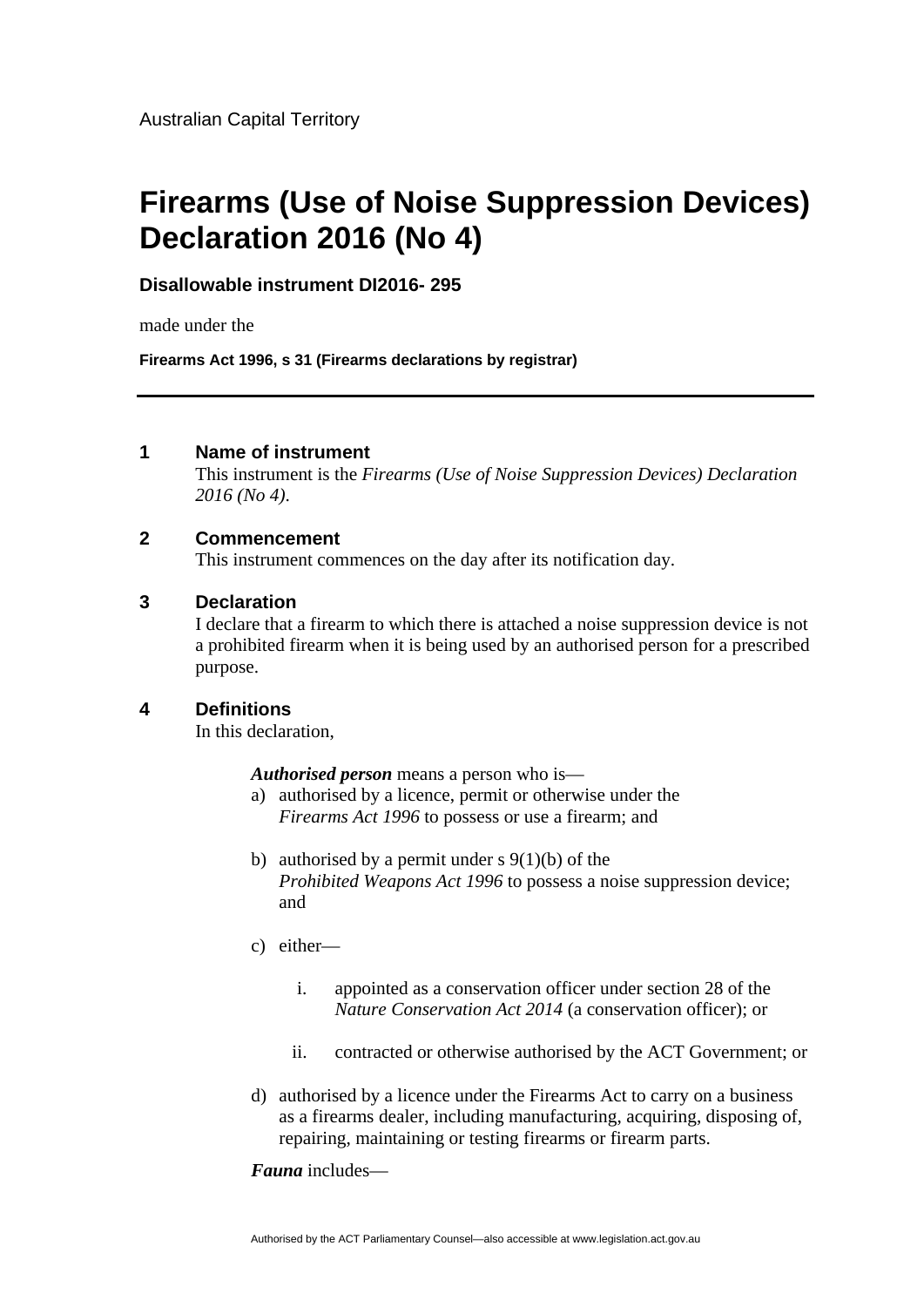Australian Capital Territory

# Firearms (Use of Noise Suppression Devices) Declaration 2016 (No 4)

**Disallowable instrument DI2016- 295**

made under the

**Firearms Act 1996, s 31 (Firearms declarations by registrar)**

---

## 1 Name of instrument

This instrument is the *Firearms (Use of Noise Suppression Devices) Declaration 2016 (No 4)*.

## 2 Commencement

This instrument commences on the day after its notification day.

## 3 Declaration

I declare that a firearm to which there is attached a noise suppression device is not a prohibited firearm when it is being used by an authorised person for a prescribed purpose.

## 4 Definitions

In this declaration,

***Authorised person*** means a person who is—

a) authorised by a licence, permit or otherwise under the *Firearms Act 1996* to possess or use a firearm; and

b) authorised by a permit under s 9(1)(b) of the *Prohibited Weapons Act 1996* to possess a noise suppression device; and

c) either—

   i. appointed as a conservation officer under section 28 of the *Nature Conservation Act 2014* (a conservation officer); or

   ii. contracted or otherwise authorised by the ACT Government; or

d) authorised by a licence under the Firearms Act to carry on a business as a firearms dealer, including manufacturing, acquiring, disposing of, repairing, maintaining or testing firearms or firearm parts.

***Fauna*** includes—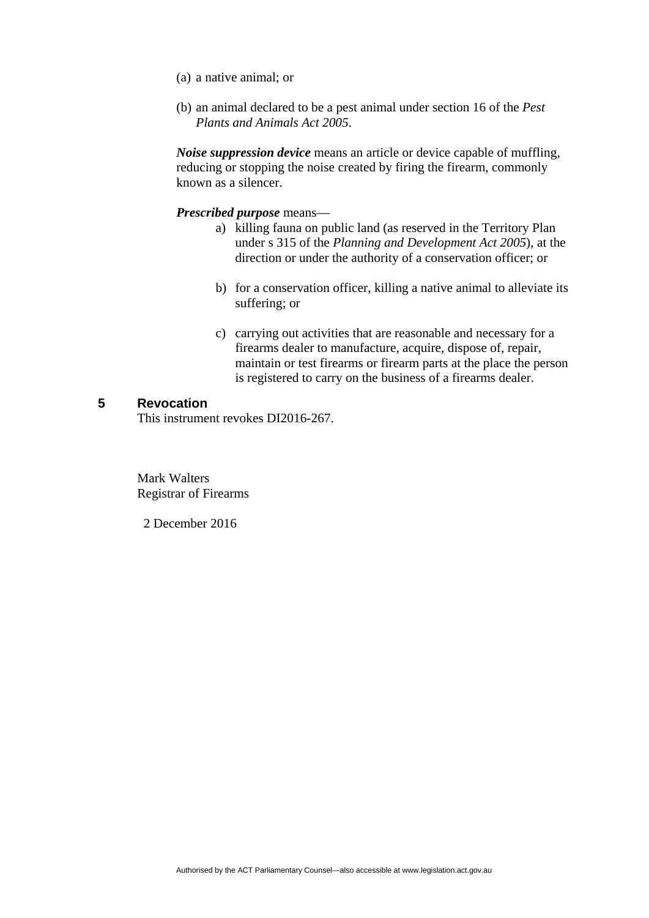(a) a native animal; or

(b) an animal declared to be a pest animal under section 16 of the *Pest Plants and Animals Act 2005*.

***Noise suppression device*** means an article or device capable of muffling, reducing or stopping the noise created by firing the firearm, commonly known as a silencer.

***Prescribed purpose*** means—

a) killing fauna on public land (as reserved in the Territory Plan under s 315 of the *Planning and Development Act 2005*), at the direction or under the authority of a conservation officer; or

b) for a conservation officer, killing a native animal to alleviate its suffering; or

c) carrying out activities that are reasonable and necessary for a firearms dealer to manufacture, acquire, dispose of, repair, maintain or test firearms or firearm parts at the place the person is registered to carry on the business of a firearms dealer.

## 5 Revocation

This instrument revokes DI2016-267.

Mark Walters
Registrar of Firearms

2 December 2016